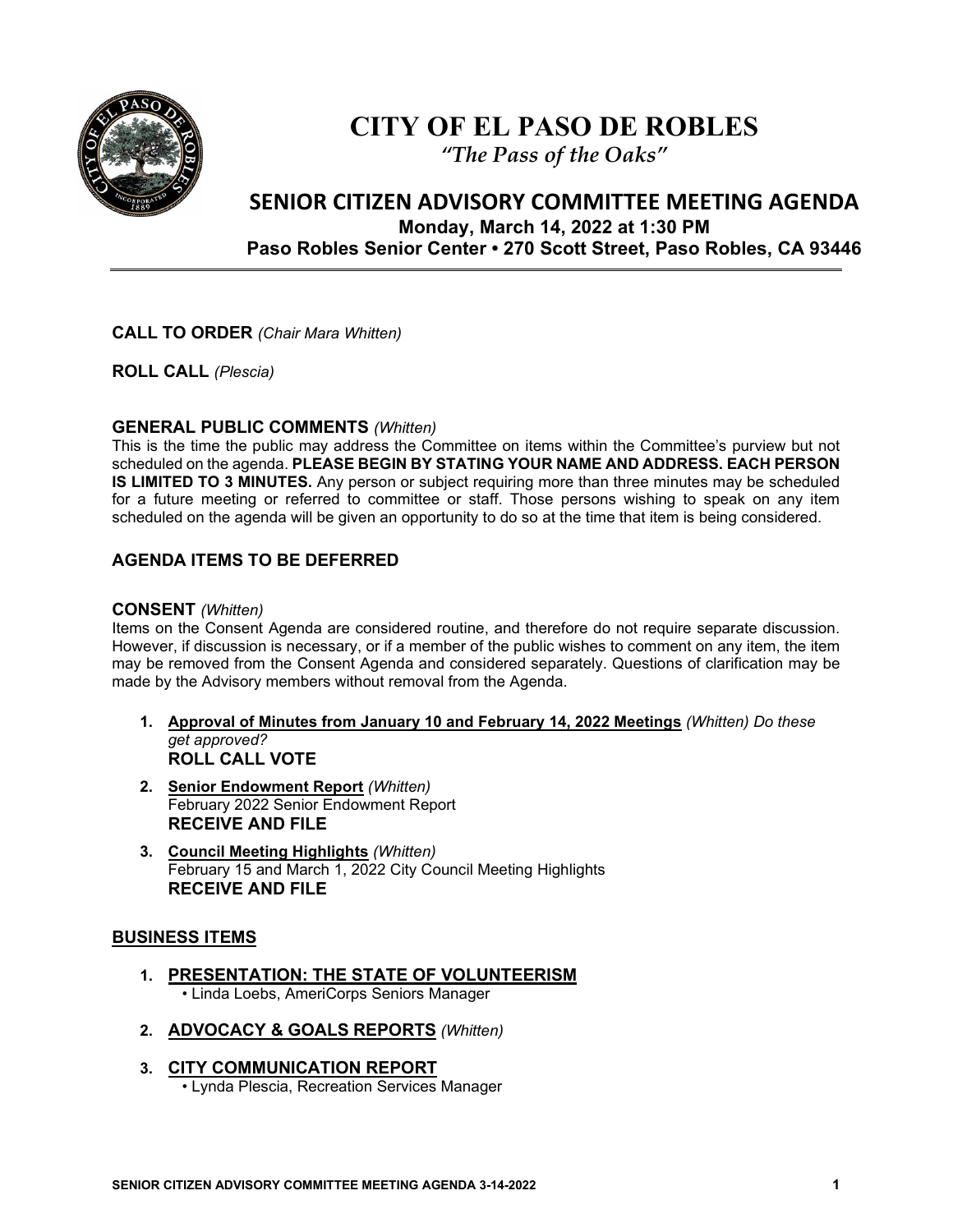# CITY OF EL PASO DE ROBLES

*"The Pass of the Oaks"*

## SENIOR CITIZEN ADVISORY COMMITTEE MEETING AGENDA

**Monday, March 14, 2022 at 1:30 PM**

**Paso Robles Senior Center • 270 Scott Street, Paso Robles, CA 93446**

---

**CALL TO ORDER** *(Chair Mara Whitten)*

**ROLL CALL** *(Plescia)*

**GENERAL PUBLIC COMMENTS** *(Whitten)*

This is the time the public may address the Committee on items within the Committee's purview but not scheduled on the agenda. **PLEASE BEGIN BY STATING YOUR NAME AND ADDRESS. EACH PERSON IS LIMITED TO 3 MINUTES.** Any person or subject requiring more than three minutes may be scheduled for a future meeting or referred to committee or staff. Those persons wishing to speak on any item scheduled on the agenda will be given an opportunity to do so at the time that item is being considered.

**AGENDA ITEMS TO BE DEFERRED**

**CONSENT** *(Whitten)*

Items on the Consent Agenda are considered routine, and therefore do not require separate discussion. However, if discussion is necessary, or if a member of the public wishes to comment on any item, the item may be removed from the Consent Agenda and considered separately. Questions of clarification may be made by the Advisory members without removal from the Agenda.

1. **Approval of Minutes from January 10 and February 14, 2022 Meetings** *(Whitten) Do these get approved?*
   **ROLL CALL VOTE**
2. **Senior Endowment Report** *(Whitten)*
   February 2022 Senior Endowment Report
   **RECEIVE AND FILE**
3. **Council Meeting Highlights** *(Whitten)*
   February 15 and March 1, 2022 City Council Meeting Highlights
   **RECEIVE AND FILE**

**BUSINESS ITEMS**

1. **PRESENTATION: THE STATE OF VOLUNTEERISM**
   • Linda Loebs, AmeriCorps Seniors Manager
2. **ADVOCACY & GOALS REPORTS** *(Whitten)*
3. **CITY COMMUNICATION REPORT**
   • Lynda Plescia, Recreation Services Manager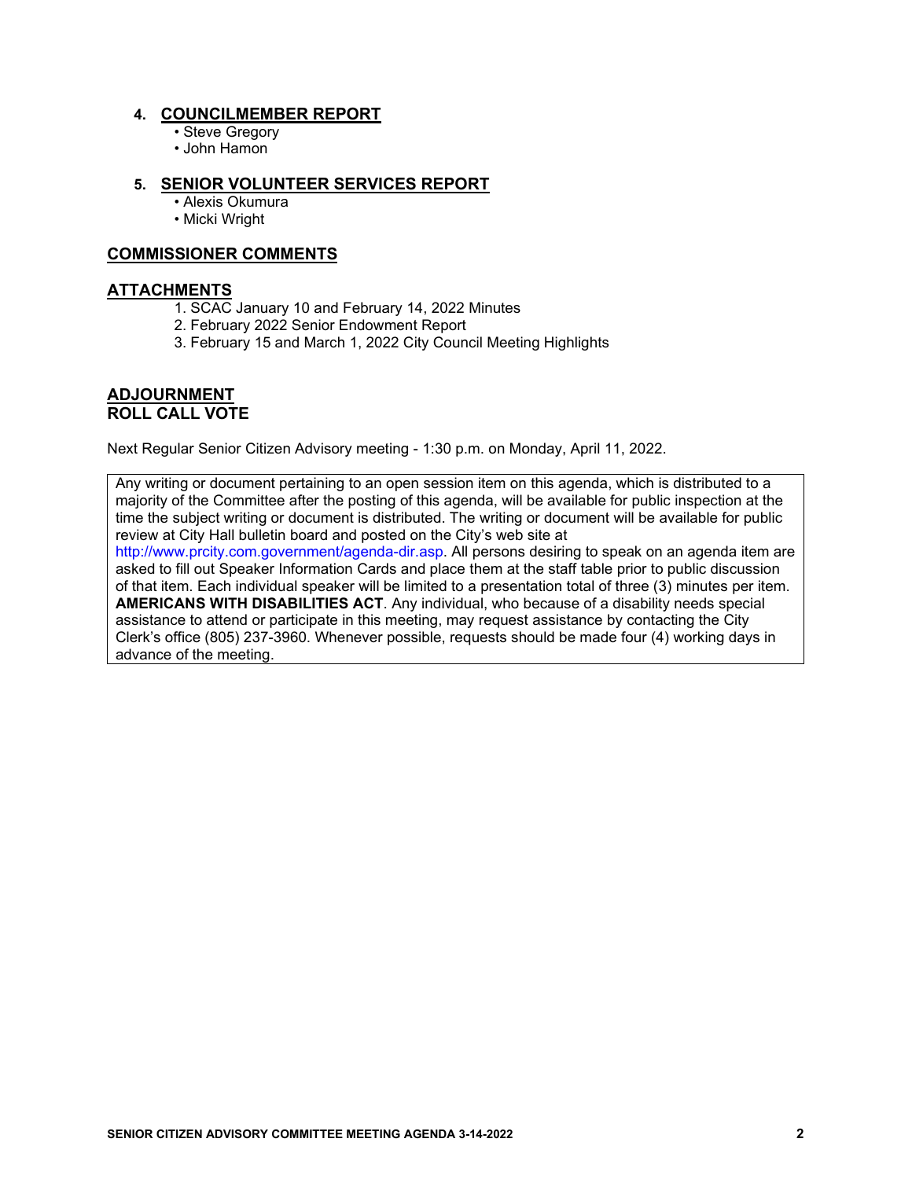4. **COUNCILMEMBER REPORT**
   - Steve Gregory
   - John Hamon

5. **SENIOR VOLUNTEER SERVICES REPORT**
   - Alexis Okumura
   - Micki Wright

## COMMISSIONER COMMENTS

## ATTACHMENTS

1. SCAC January 10 and February 14, 2022 Minutes
2. February 2022 Senior Endowment Report
3. February 15 and March 1, 2022 City Council Meeting Highlights

## ADJOURNMENT
**ROLL CALL VOTE**

Next Regular Senior Citizen Advisory meeting - 1:30 p.m. on Monday, April 11, 2022.

Any writing or document pertaining to an open session item on this agenda, which is distributed to a majority of the Committee after the posting of this agenda, will be available for public inspection at the time the subject writing or document is distributed. The writing or document will be available for public review at City Hall bulletin board and posted on the City's web site at http://www.prcity.com.government/agenda-dir.asp. All persons desiring to speak on an agenda item are asked to fill out Speaker Information Cards and place them at the staff table prior to public discussion of that item. Each individual speaker will be limited to a presentation total of three (3) minutes per item. **AMERICANS WITH DISABILITIES ACT**. Any individual, who because of a disability needs special assistance to attend or participate in this meeting, may request assistance by contacting the City Clerk's office (805) 237-3960. Whenever possible, requests should be made four (4) working days in advance of the meeting.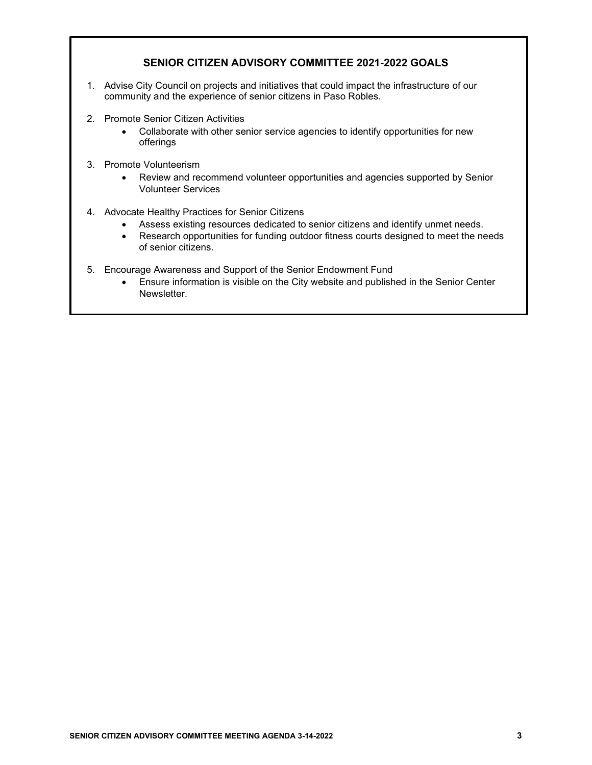## SENIOR CITIZEN ADVISORY COMMITTEE 2021-2022 GOALS

1. Advise City Council on projects and initiatives that could impact the infrastructure of our community and the experience of senior citizens in Paso Robles.

2. Promote Senior Citizen Activities
   - Collaborate with other senior service agencies to identify opportunities for new offerings

3. Promote Volunteerism
   - Review and recommend volunteer opportunities and agencies supported by Senior Volunteer Services

4. Advocate Healthy Practices for Senior Citizens
   - Assess existing resources dedicated to senior citizens and identify unmet needs.
   - Research opportunities for funding outdoor fitness courts designed to meet the needs of senior citizens.

5. Encourage Awareness and Support of the Senior Endowment Fund
   - Ensure information is visible on the City website and published in the Senior Center Newsletter.